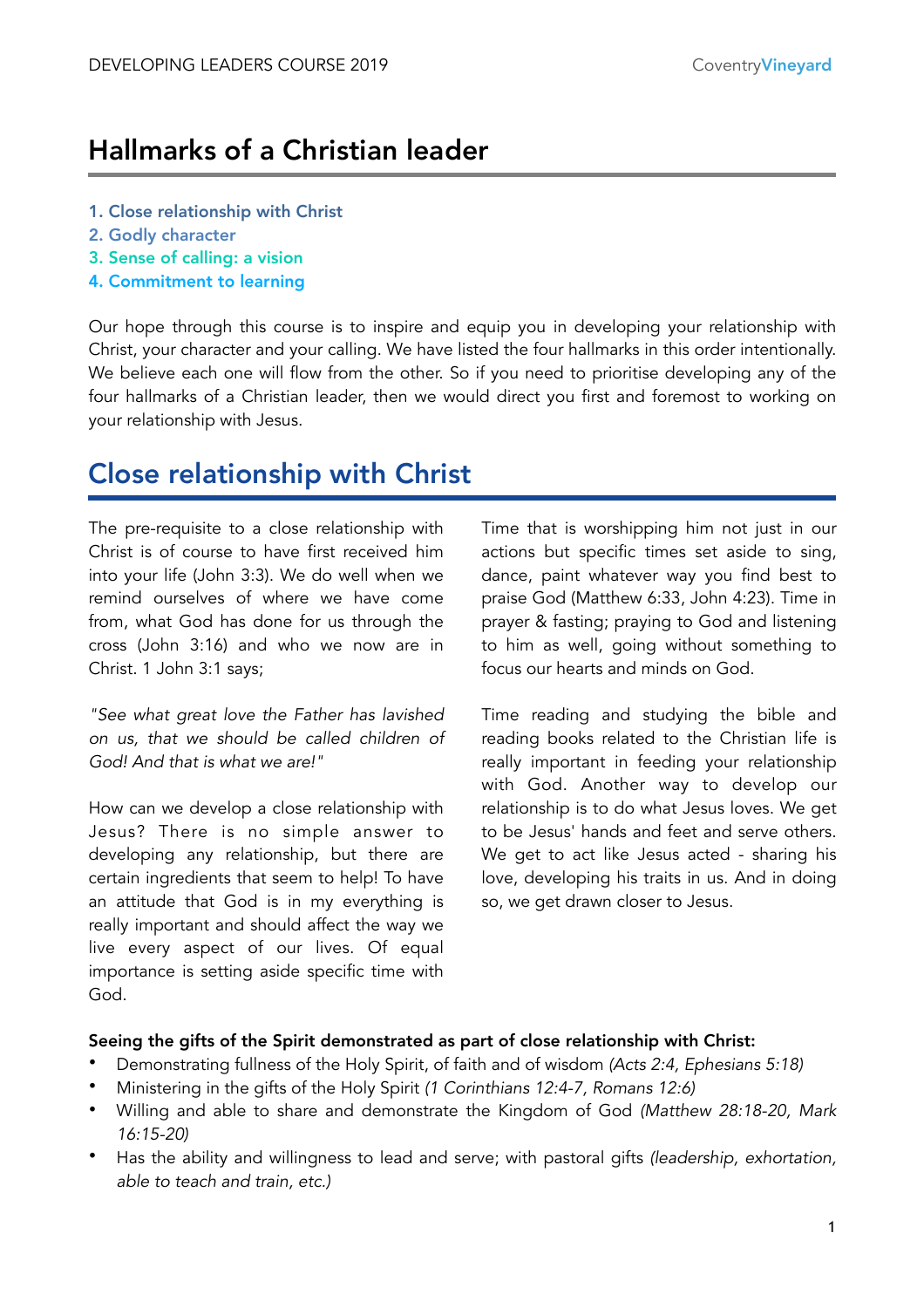# Hallmarks of a Christian leader

1. Close relationship with Christ
2. Godly character
3. Sense of calling: a vision
4. Commitment to learning

Our hope through this course is to inspire and equip you in developing your relationship with Christ, your character and your calling. We have listed the four hallmarks in this order intentionally. We believe each one will flow from the other. So if you need to prioritise developing any of the four hallmarks of a Christian leader, then we would direct you first and foremost to working on your relationship with Jesus.

## Close relationship with Christ

The pre-requisite to a close relationship with Christ is of course to have first received him into your life (John 3:3). We do well when we remind ourselves of where we have come from, what God has done for us through the cross (John 3:16) and who we now are in Christ. 1 John 3:1 says;

*"See what great love the Father has lavished on us, that we should be called children of God! And that is what we are!"*

How can we develop a close relationship with Jesus? There is no simple answer to developing any relationship, but there are certain ingredients that seem to help! To have an attitude that God is in my everything is really important and should affect the way we live every aspect of our lives. Of equal importance is setting aside specific time with God.

Time that is worshipping him not just in our actions but specific times set aside to sing, dance, paint whatever way you find best to praise God (Matthew 6:33, John 4:23). Time in prayer & fasting; praying to God and listening to him as well, going without something to focus our hearts and minds on God.

Time reading and studying the bible and reading books related to the Christian life is really important in feeding your relationship with God. Another way to develop our relationship is to do what Jesus loves. We get to be Jesus' hands and feet and serve others. We get to act like Jesus acted - sharing his love, developing his traits in us. And in doing so, we get drawn closer to Jesus.

**Seeing the gifts of the Spirit demonstrated as part of close relationship with Christ:**

- Demonstrating fullness of the Holy Spirit, of faith and of wisdom *(Acts 2:4, Ephesians 5:18)*
- Ministering in the gifts of the Holy Spirit *(1 Corinthians 12:4-7, Romans 12:6)*
- Willing and able to share and demonstrate the Kingdom of God *(Matthew 28:18-20, Mark 16:15-20)*
- Has the ability and willingness to lead and serve; with pastoral gifts *(leadership, exhortation, able to teach and train, etc.)*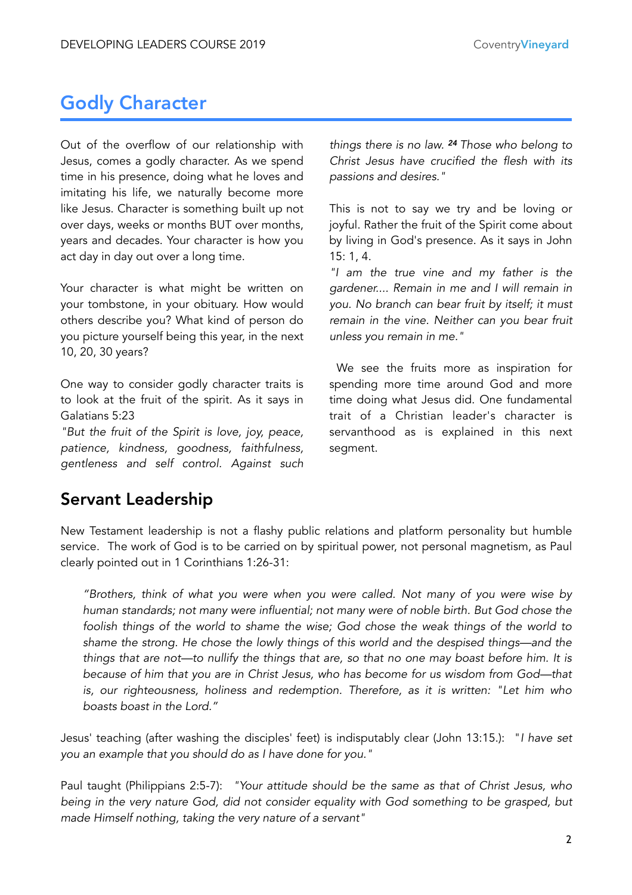## Godly Character

Out of the overflow of our relationship with Jesus, comes a godly character. As we spend time in his presence, doing what he loves and imitating his life, we naturally become more like Jesus. Character is something built up not over days, weeks or months BUT over months, years and decades. Your character is how you act day in day out over a long time.

Your character is what might be written on your tombstone, in your obituary. How would others describe you? What kind of person do you picture yourself being this year, in the next 10, 20, 30 years?

One way to consider godly character traits is to look at the fruit of the spirit. As it says in Galatians 5:23

*"But the fruit of the Spirit is love, joy, peace, patience, kindness, goodness, faithfulness, gentleness and self control. Against such things there is no law.* ***24*** *Those who belong to Christ Jesus have crucified the flesh with its passions and desires."*

This is not to say we try and be loving or joyful. Rather the fruit of the Spirit come about by living in God's presence. As it says in John 15: 1, 4.

*"I am the true vine and my father is the gardener.... Remain in me and I will remain in you. No branch can bear fruit by itself; it must remain in the vine. Neither can you bear fruit unless you remain in me."*

We see the fruits more as inspiration for spending more time around God and more time doing what Jesus did. One fundamental trait of a Christian leader's character is servanthood as is explained in this next segment.

### Servant Leadership

New Testament leadership is not a flashy public relations and platform personality but humble service. The work of God is to be carried on by spiritual power, not personal magnetism, as Paul clearly pointed out in 1 Corinthians 1:26-31:

> *"Brothers, think of what you were when you were called. Not many of you were wise by human standards; not many were influential; not many were of noble birth. But God chose the foolish things of the world to shame the wise; God chose the weak things of the world to shame the strong. He chose the lowly things of this world and the despised things—and the things that are not—to nullify the things that are, so that no one may boast before him. It is because of him that you are in Christ Jesus, who has become for us wisdom from God—that is, our righteousness, holiness and redemption. Therefore, as it is written: "Let him who boasts boast in the Lord."*

Jesus' teaching (after washing the disciples' feet) is indisputably clear (John 13:15.): "*I have set you an example that you should do as I have done for you."*

Paul taught (Philippians 2:5-7): *"Your attitude should be the same as that of Christ Jesus, who being in the very nature God, did not consider equality with God something to be grasped, but made Himself nothing, taking the very nature of a servant"*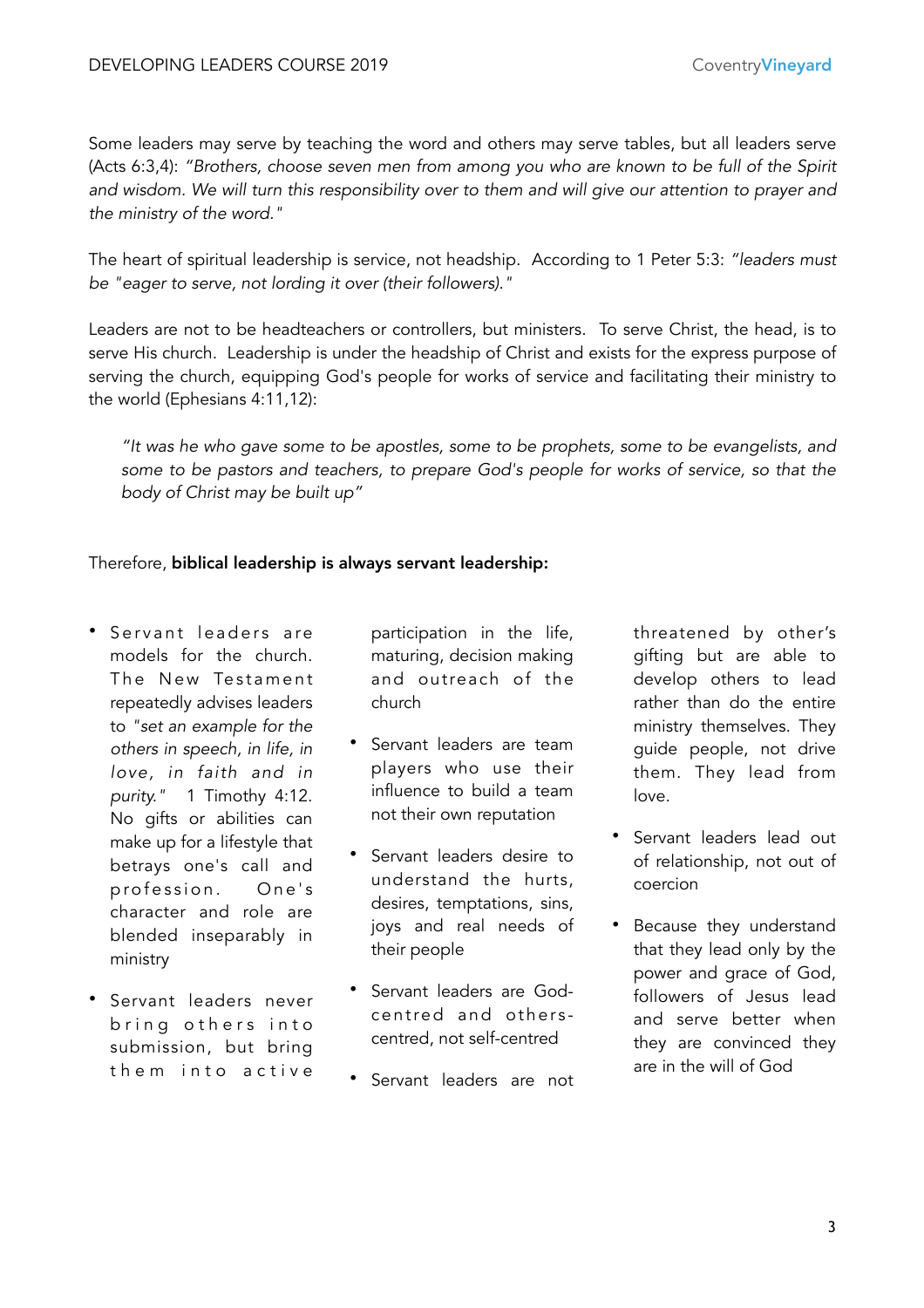Some leaders may serve by teaching the word and others may serve tables, but all leaders serve (Acts 6:3,4): *"Brothers, choose seven men from among you who are known to be full of the Spirit and wisdom. We will turn this responsibility over to them and will give our attention to prayer and the ministry of the word."*

The heart of spiritual leadership is service, not headship. According to 1 Peter 5:3: *"leaders must be "eager to serve, not lording it over (their followers)."*

Leaders are not to be headteachers or controllers, but ministers. To serve Christ, the head, is to serve His church. Leadership is under the headship of Christ and exists for the express purpose of serving the church, equipping God's people for works of service and facilitating their ministry to the world (Ephesians 4:11,12):

> *"It was he who gave some to be apostles, some to be prophets, some to be evangelists, and some to be pastors and teachers, to prepare God's people for works of service, so that the body of Christ may be built up"*

Therefore, **biblical leadership is always servant leadership:**

- Servant leaders are models for the church. The New Testament repeatedly advises leaders to *"set an example for the others in speech, in life, in love, in faith and in purity."* 1 Timothy 4:12. No gifts or abilities can make up for a lifestyle that betrays one's call and profession. One's character and role are blended inseparably in ministry
- Servant leaders never bring others into submission, but bring them into active participation in the life, maturing, decision making and outreach of the church
- Servant leaders are team players who use their influence to build a team not their own reputation
- Servant leaders desire to understand the hurts, desires, temptations, sins, joys and real needs of their people
- Servant leaders are God-centred and others-centred, not self-centred
- Servant leaders are not threatened by other's gifting but are able to develop others to lead rather than do the entire ministry themselves. They guide people, not drive them. They lead from love.
- Servant leaders lead out of relationship, not out of coercion
- Because they understand that they lead only by the power and grace of God, followers of Jesus lead and serve better when they are convinced they are in the will of God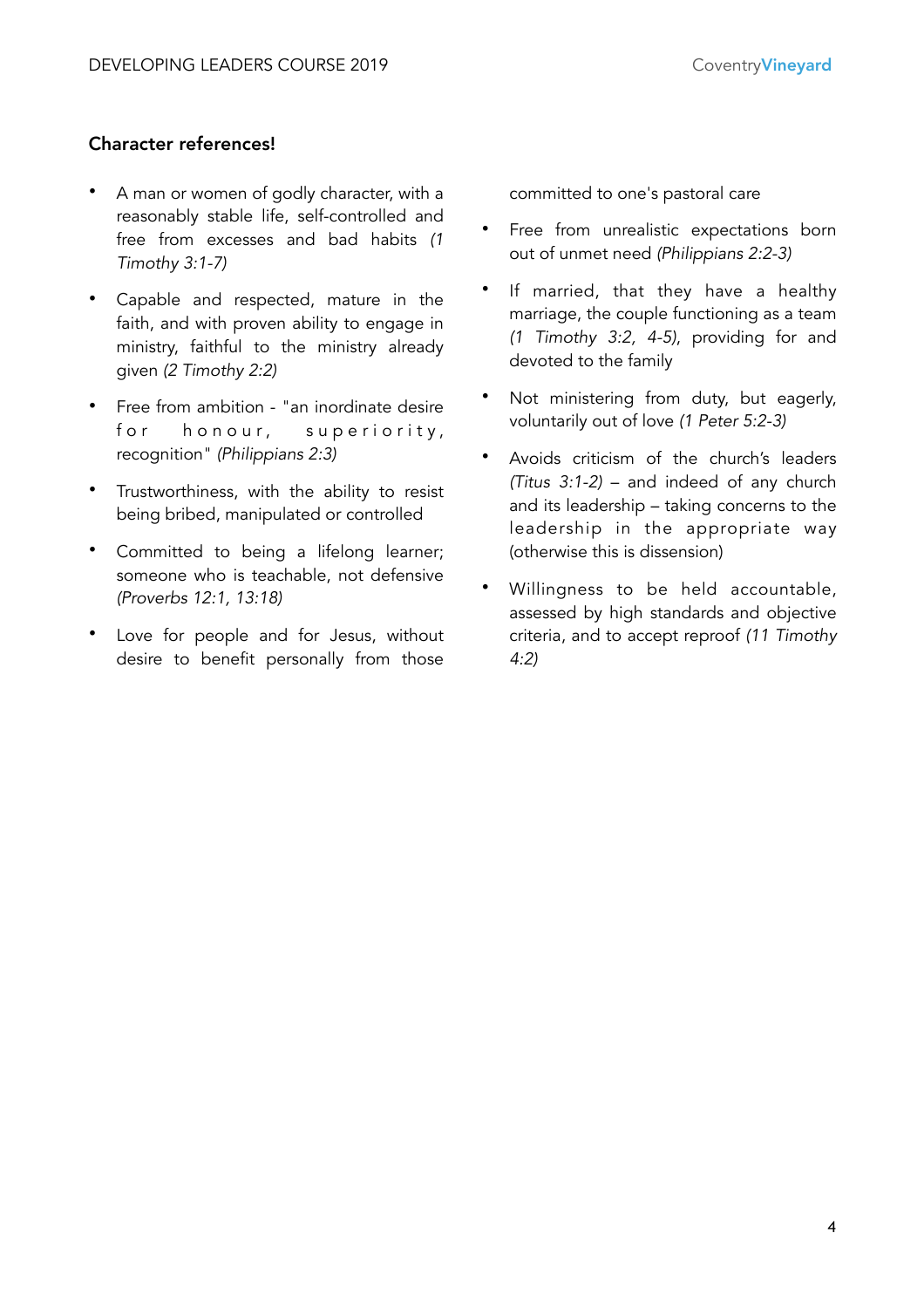**Character references!**

- A man or women of godly character, with a reasonably stable life, self-controlled and free from excesses and bad habits *(1 Timothy 3:1-7)*
- Capable and respected, mature in the faith, and with proven ability to engage in ministry, faithful to the ministry already given *(2 Timothy 2:2)*
- Free from ambition - "an inordinate desire for honour, superiority, recognition" *(Philippians 2:3)*
- Trustworthiness, with the ability to resist being bribed, manipulated or controlled
- Committed to being a lifelong learner; someone who is teachable, not defensive *(Proverbs 12:1, 13:18)*
- Love for people and for Jesus, without desire to benefit personally from those committed to one's pastoral care
- Free from unrealistic expectations born out of unmet need *(Philippians 2:2-3)*
- If married, that they have a healthy marriage, the couple functioning as a team *(1 Timothy 3:2, 4-5)*, providing for and devoted to the family
- Not ministering from duty, but eagerly, voluntarily out of love *(1 Peter 5:2-3)*
- Avoids criticism of the church's leaders *(Titus 3:1-2)* – and indeed of any church and its leadership – taking concerns to the leadership in the appropriate way (otherwise this is dissension)
- Willingness to be held accountable, assessed by high standards and objective criteria, and to accept reproof *(11 Timothy 4:2)*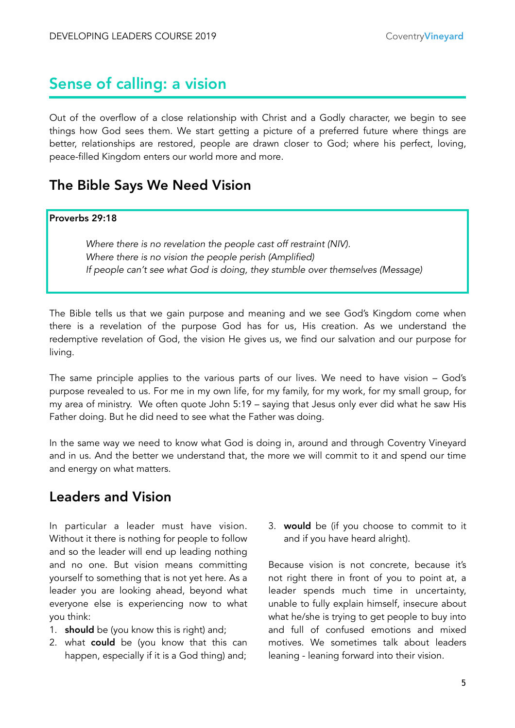# Sense of calling: a vision

Out of the overflow of a close relationship with Christ and a Godly character, we begin to see things how God sees them. We start getting a picture of a preferred future where things are better, relationships are restored, people are drawn closer to God; where his perfect, loving, peace-filled Kingdom enters our world more and more.

## The Bible Says We Need Vision

**Proverbs 29:18**

> *Where there is no revelation the people cast off restraint (NIV).*
> *Where there is no vision the people perish (Amplified)*
> *If people can't see what God is doing, they stumble over themselves (Message)*

The Bible tells us that we gain purpose and meaning and we see God's Kingdom come when there is a revelation of the purpose God has for us, His creation. As we understand the redemptive revelation of God, the vision He gives us, we find our salvation and our purpose for living.

The same principle applies to the various parts of our lives. We need to have vision – God's purpose revealed to us. For me in my own life, for my family, for my work, for my small group, for my area of ministry. We often quote John 5:19 – saying that Jesus only ever did what he saw His Father doing. But he did need to see what the Father was doing.

In the same way we need to know what God is doing in, around and through Coventry Vineyard and in us. And the better we understand that, the more we will commit to it and spend our time and energy on what matters.

## Leaders and Vision

In particular a leader must have vision. Without it there is nothing for people to follow and so the leader will end up leading nothing and no one. But vision means committing yourself to something that is not yet here. As a leader you are looking ahead, beyond what everyone else is experiencing now to what you think:

1. **should** be (you know this is right) and;
2. what **could** be (you know that this can happen, especially if it is a God thing) and;
3. **would** be (if you choose to commit to it and if you have heard alright).

Because vision is not concrete, because it's not right there in front of you to point at, a leader spends much time in uncertainty, unable to fully explain himself, insecure about what he/she is trying to get people to buy into and full of confused emotions and mixed motives. We sometimes talk about leaders leaning - leaning forward into their vision.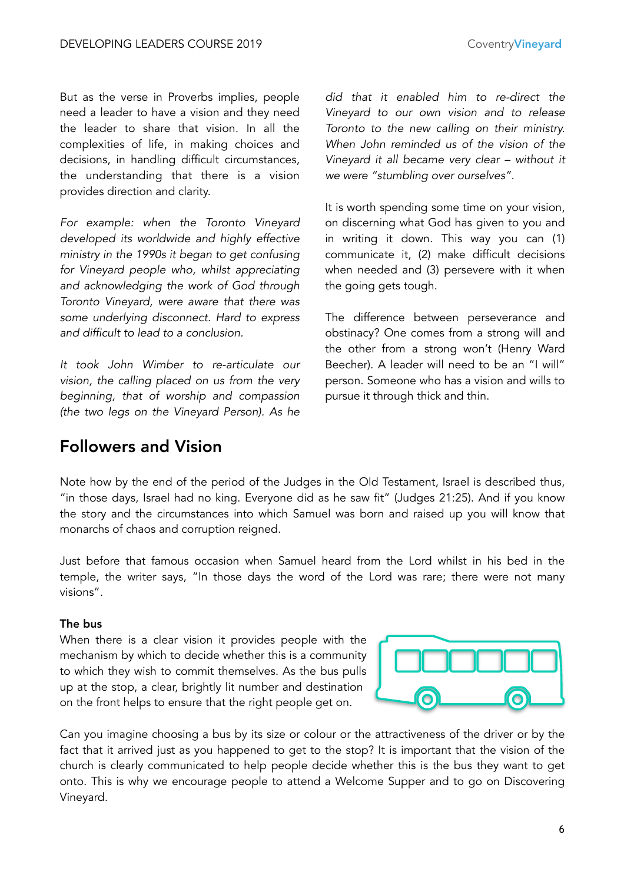But as the verse in Proverbs implies, people need a leader to have a vision and they need the leader to share that vision. In all the complexities of life, in making choices and decisions, in handling difficult circumstances, the understanding that there is a vision provides direction and clarity.

*For example: when the Toronto Vineyard developed its worldwide and highly effective ministry in the 1990s it began to get confusing for Vineyard people who, whilst appreciating and acknowledging the work of God through Toronto Vineyard, were aware that there was some underlying disconnect. Hard to express and difficult to lead to a conclusion.*

*It took John Wimber to re-articulate our vision, the calling placed on us from the very beginning, that of worship and compassion (the two legs on the Vineyard Person). As he did that it enabled him to re-direct the Vineyard to our own vision and to release Toronto to the new calling on their ministry. When John reminded us of the vision of the Vineyard it all became very clear – without it we were "stumbling over ourselves".*

It is worth spending some time on your vision, on discerning what God has given to you and in writing it down. This way you can (1) communicate it, (2) make difficult decisions when needed and (3) persevere with it when the going gets tough.

The difference between perseverance and obstinacy? One comes from a strong will and the other from a strong won't (Henry Ward Beecher). A leader will need to be an "I will" person. Someone who has a vision and wills to pursue it through thick and thin.

## Followers and Vision

Note how by the end of the period of the Judges in the Old Testament, Israel is described thus, "in those days, Israel had no king. Everyone did as he saw fit" (Judges 21:25). And if you know the story and the circumstances into which Samuel was born and raised up you will know that monarchs of chaos and corruption reigned.

Just before that famous occasion when Samuel heard from the Lord whilst in his bed in the temple, the writer says, "In those days the word of the Lord was rare; there were not many visions".

**The bus**

When there is a clear vision it provides people with the mechanism by which to decide whether this is a community to which they wish to commit themselves. As the bus pulls up at the stop, a clear, brightly lit number and destination on the front helps to ensure that the right people get on.

Can you imagine choosing a bus by its size or colour or the attractiveness of the driver or by the fact that it arrived just as you happened to get to the stop? It is important that the vision of the church is clearly communicated to help people decide whether this is the bus they want to get onto. This is why we encourage people to attend a Welcome Supper and to go on Discovering Vineyard.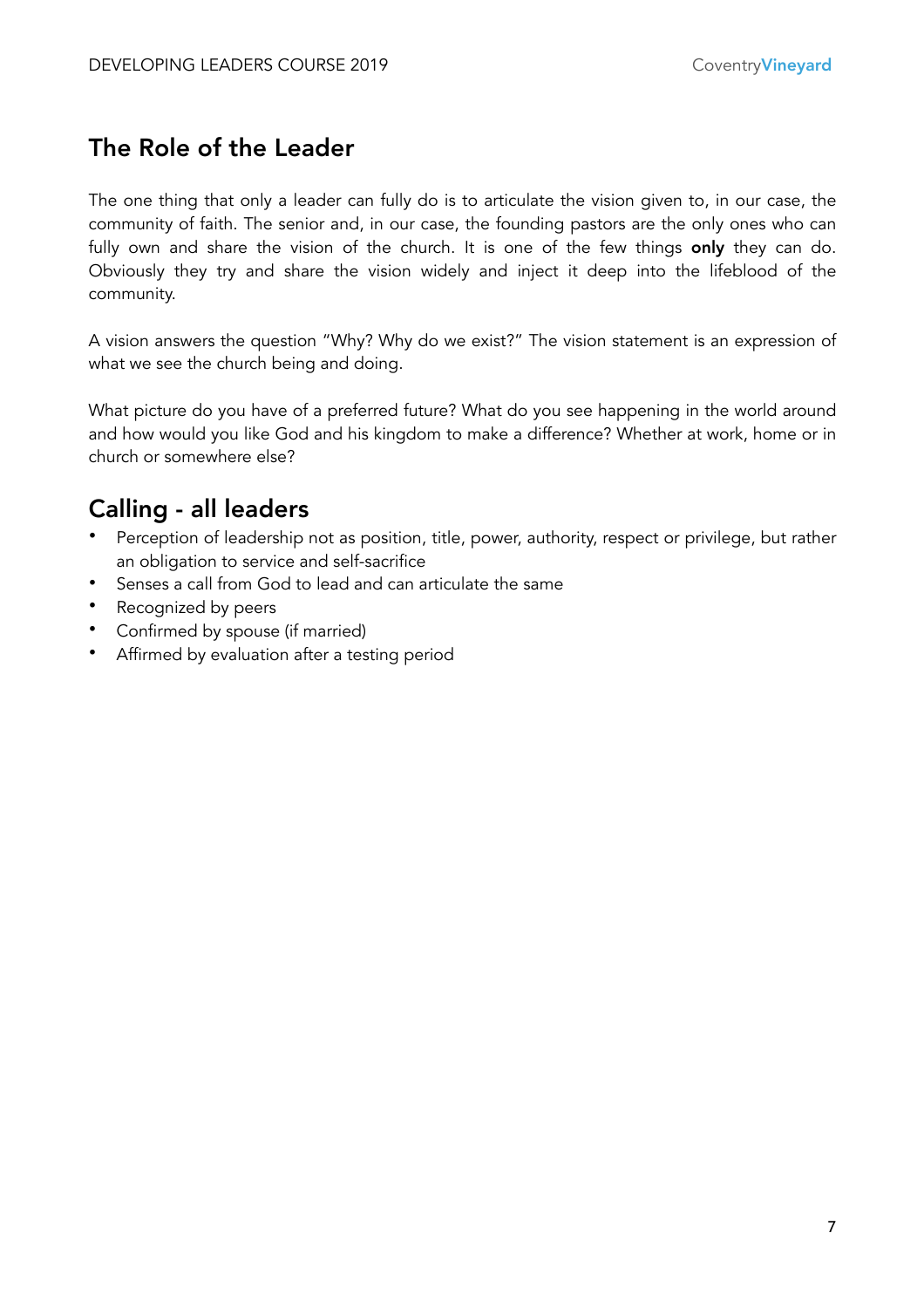## The Role of the Leader

The one thing that only a leader can fully do is to articulate the vision given to, in our case, the community of faith. The senior and, in our case, the founding pastors are the only ones who can fully own and share the vision of the church. It is one of the few things **only** they can do. Obviously they try and share the vision widely and inject it deep into the lifeblood of the community.

A vision answers the question "Why? Why do we exist?" The vision statement is an expression of what we see the church being and doing.

What picture do you have of a preferred future? What do you see happening in the world around and how would you like God and his kingdom to make a difference? Whether at work, home or in church or somewhere else?

## Calling - all leaders

- Perception of leadership not as position, title, power, authority, respect or privilege, but rather an obligation to service and self-sacrifice
- Senses a call from God to lead and can articulate the same
- Recognized by peers
- Confirmed by spouse (if married)
- Affirmed by evaluation after a testing period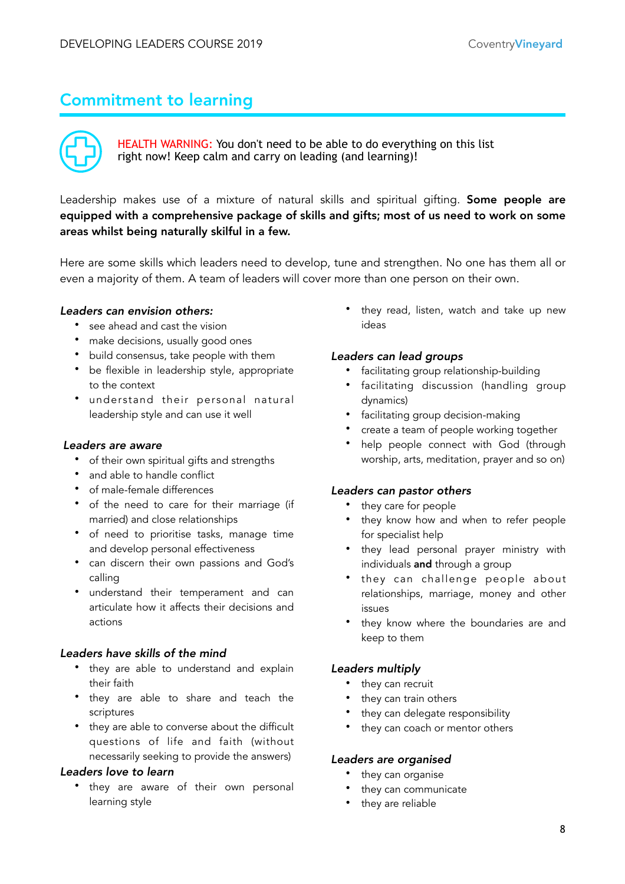## Commitment to learning

HEALTH WARNING: You don't need to be able to do everything on this list right now! Keep calm and carry on leading (and learning)!

Leadership makes use of a mixture of natural skills and spiritual gifting. **Some people are equipped with a comprehensive package of skills and gifts; most of us need to work on some areas whilst being naturally skilful in a few.**

Here are some skills which leaders need to develop, tune and strengthen. No one has them all or even a majority of them. A team of leaders will cover more than one person on their own.

***Leaders can envision others:***

- see ahead and cast the vision
- make decisions, usually good ones
- build consensus, take people with them
- be flexible in leadership style, appropriate to the context
- understand their personal natural leadership style and can use it well

***Leaders are aware***

- of their own spiritual gifts and strengths
- and able to handle conflict
- of male-female differences
- of the need to care for their marriage (if married) and close relationships
- of need to prioritise tasks, manage time and develop personal effectiveness
- can discern their own passions and God's calling
- understand their temperament and can articulate how it affects their decisions and actions

***Leaders have skills of the mind***

- they are able to understand and explain their faith
- they are able to share and teach the scriptures
- they are able to converse about the difficult questions of life and faith (without necessarily seeking to provide the answers)

***Leaders love to learn***

- they are aware of their own personal learning style
- they read, listen, watch and take up new ideas

***Leaders can lead groups***

- facilitating group relationship-building
- facilitating discussion (handling group dynamics)
- facilitating group decision-making
- create a team of people working together
- help people connect with God (through worship, arts, meditation, prayer and so on)

***Leaders can pastor others***

- they care for people
- they know how and when to refer people for specialist help
- they lead personal prayer ministry with individuals **and** through a group
- they can challenge people about relationships, marriage, money and other issues
- they know where the boundaries are and keep to them

***Leaders multiply***

- they can recruit
- they can train others
- they can delegate responsibility
- they can coach or mentor others

***Leaders are organised***

- they can organise
- they can communicate
- they are reliable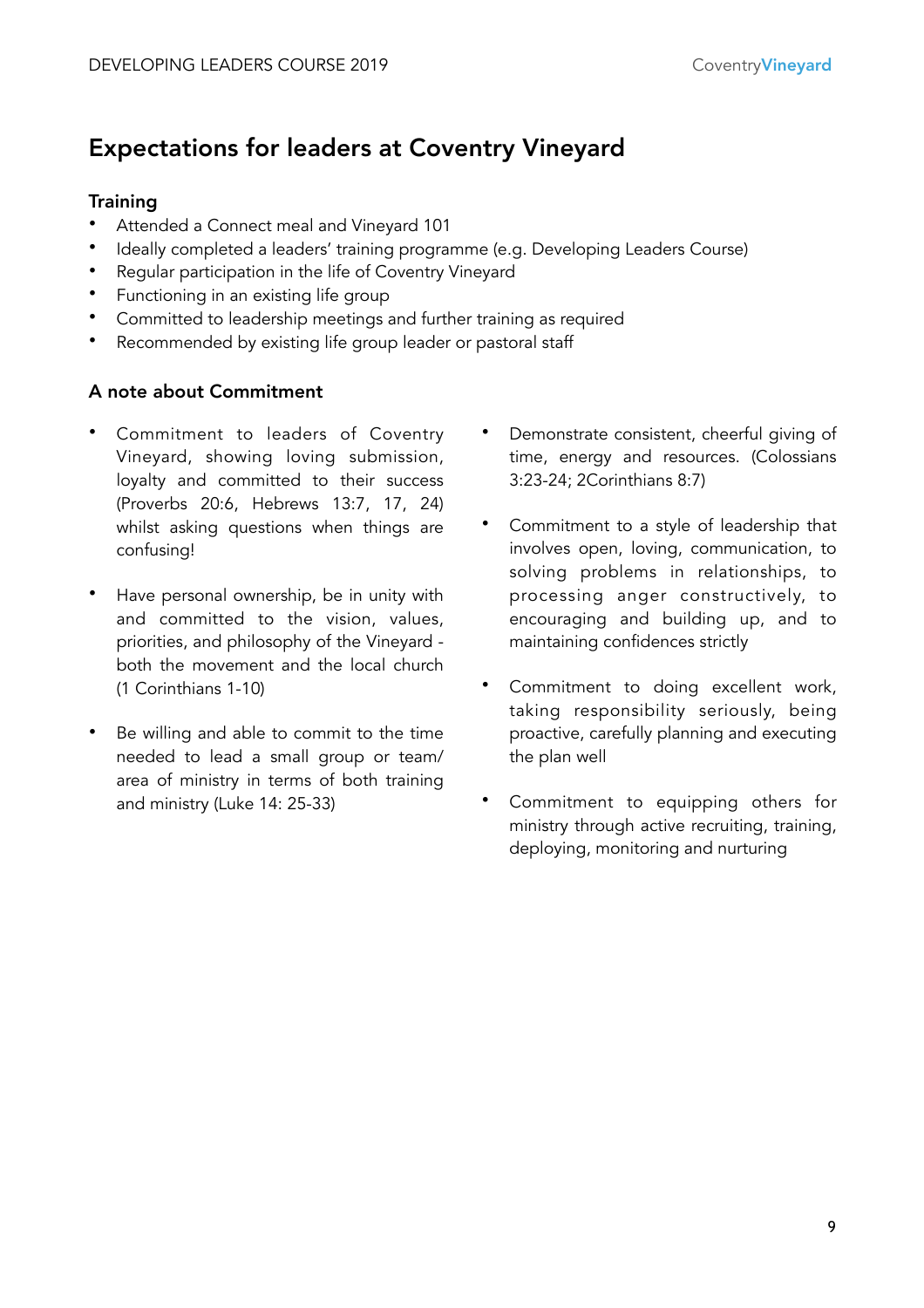# Expectations for leaders at Coventry Vineyard

## Training

- Attended a Connect meal and Vineyard 101
- Ideally completed a leaders' training programme (e.g. Developing Leaders Course)
- Regular participation in the life of Coventry Vineyard
- Functioning in an existing life group
- Committed to leadership meetings and further training as required
- Recommended by existing life group leader or pastoral staff

## A note about Commitment

- Commitment to leaders of Coventry Vineyard, showing loving submission, loyalty and committed to their success (Proverbs 20:6, Hebrews 13:7, 17, 24) whilst asking questions when things are confusing!
- Have personal ownership, be in unity with and committed to the vision, values, priorities, and philosophy of the Vineyard - both the movement and the local church (1 Corinthians 1-10)
- Be willing and able to commit to the time needed to lead a small group or team/ area of ministry in terms of both training and ministry (Luke 14: 25-33)
- Demonstrate consistent, cheerful giving of time, energy and resources. (Colossians 3:23-24; 2Corinthians 8:7)
- Commitment to a style of leadership that involves open, loving, communication, to solving problems in relationships, to processing anger constructively, to encouraging and building up, and to maintaining confidences strictly
- Commitment to doing excellent work, taking responsibility seriously, being proactive, carefully planning and executing the plan well
- Commitment to equipping others for ministry through active recruiting, training, deploying, monitoring and nurturing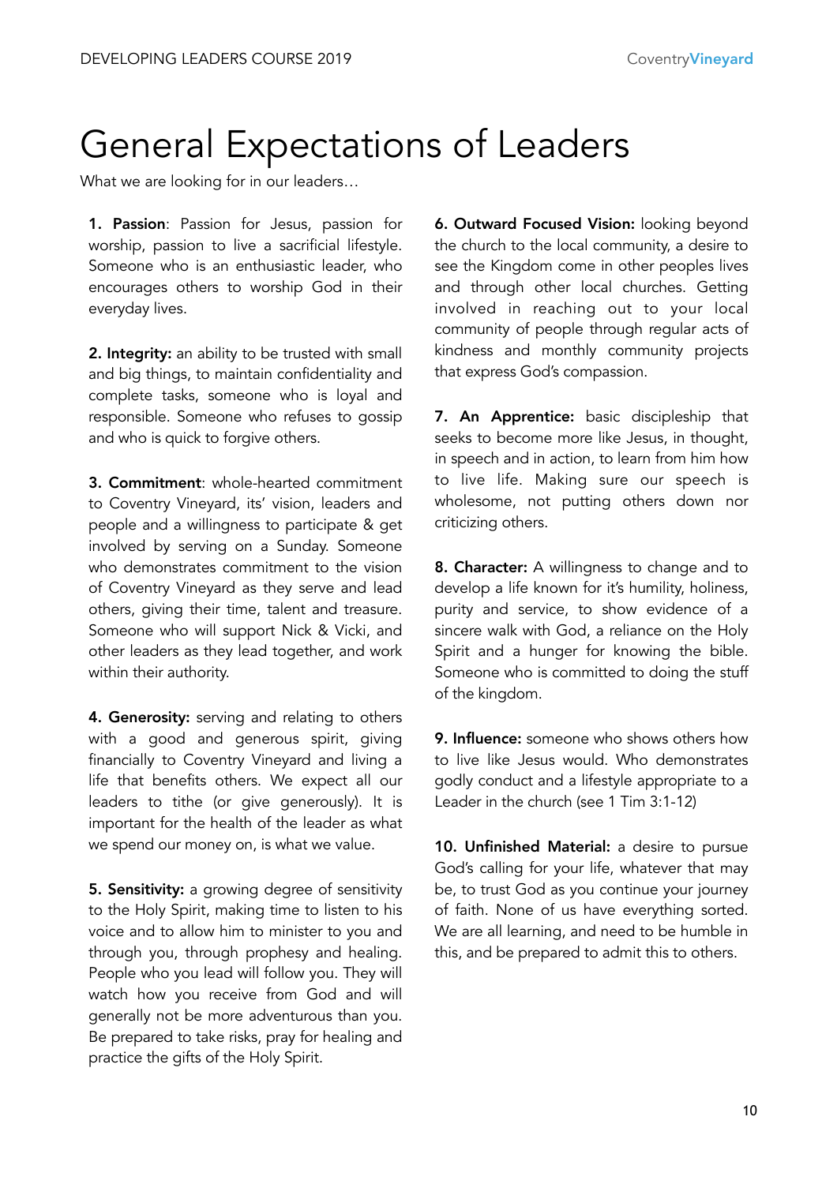# General Expectations of Leaders

What we are looking for in our leaders…

**1. Passion**: Passion for Jesus, passion for worship, passion to live a sacrificial lifestyle. Someone who is an enthusiastic leader, who encourages others to worship God in their everyday lives.

**2. Integrity:** an ability to be trusted with small and big things, to maintain confidentiality and complete tasks, someone who is loyal and responsible. Someone who refuses to gossip and who is quick to forgive others.

**3. Commitment**: whole-hearted commitment to Coventry Vineyard, its' vision, leaders and people and a willingness to participate & get involved by serving on a Sunday. Someone who demonstrates commitment to the vision of Coventry Vineyard as they serve and lead others, giving their time, talent and treasure. Someone who will support Nick & Vicki, and other leaders as they lead together, and work within their authority.

**4. Generosity:** serving and relating to others with a good and generous spirit, giving financially to Coventry Vineyard and living a life that benefits others. We expect all our leaders to tithe (or give generously). It is important for the health of the leader as what we spend our money on, is what we value.

**5. Sensitivity:** a growing degree of sensitivity to the Holy Spirit, making time to listen to his voice and to allow him to minister to you and through you, through prophesy and healing. People who you lead will follow you. They will watch how you receive from God and will generally not be more adventurous than you. Be prepared to take risks, pray for healing and practice the gifts of the Holy Spirit.

**6. Outward Focused Vision:** looking beyond the church to the local community, a desire to see the Kingdom come in other peoples lives and through other local churches. Getting involved in reaching out to your local community of people through regular acts of kindness and monthly community projects that express God's compassion.

**7. An Apprentice:** basic discipleship that seeks to become more like Jesus, in thought, in speech and in action, to learn from him how to live life. Making sure our speech is wholesome, not putting others down nor criticizing others.

**8. Character:** A willingness to change and to develop a life known for it's humility, holiness, purity and service, to show evidence of a sincere walk with God, a reliance on the Holy Spirit and a hunger for knowing the bible. Someone who is committed to doing the stuff of the kingdom.

**9. Influence:** someone who shows others how to live like Jesus would. Who demonstrates godly conduct and a lifestyle appropriate to a Leader in the church (see 1 Tim 3:1-12)

**10. Unfinished Material:** a desire to pursue God's calling for your life, whatever that may be, to trust God as you continue your journey of faith. None of us have everything sorted. We are all learning, and need to be humble in this, and be prepared to admit this to others.